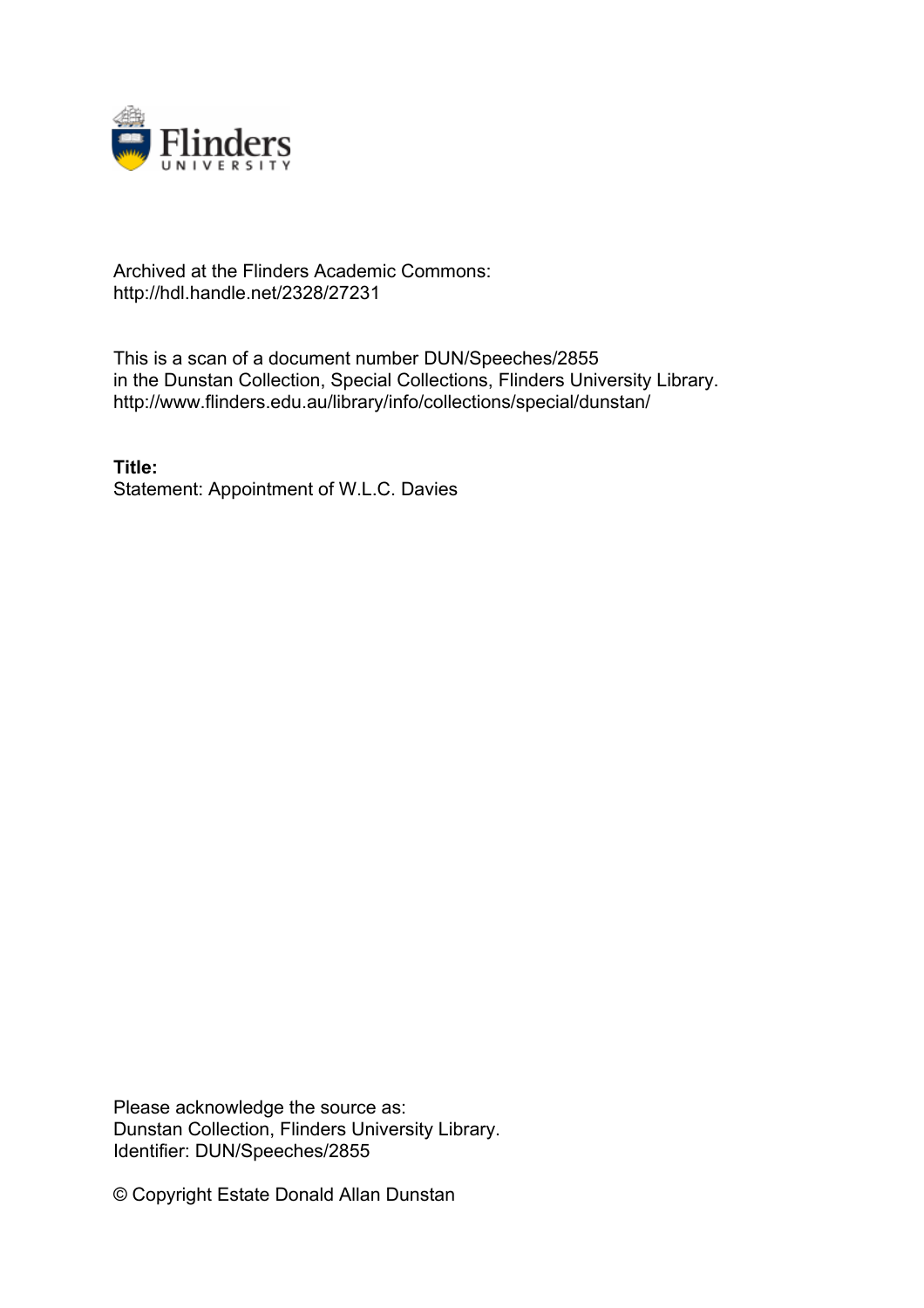Archived at the Flinders Academic Commons:
http://hdl.handle.net/2328/27231

This is a scan of a document number DUN/Speeches/2855
in the Dunstan Collection, Special Collections, Flinders University Library.
http://www.flinders.edu.au/library/info/collections/special/dunstan/

**Title:**
Statement: Appointment of W.L.C. Davies

Please acknowledge the source as:
Dunstan Collection, Flinders University Library.
Identifier: DUN/Speeches/2855

© Copyright Estate Donald Allan Dunstan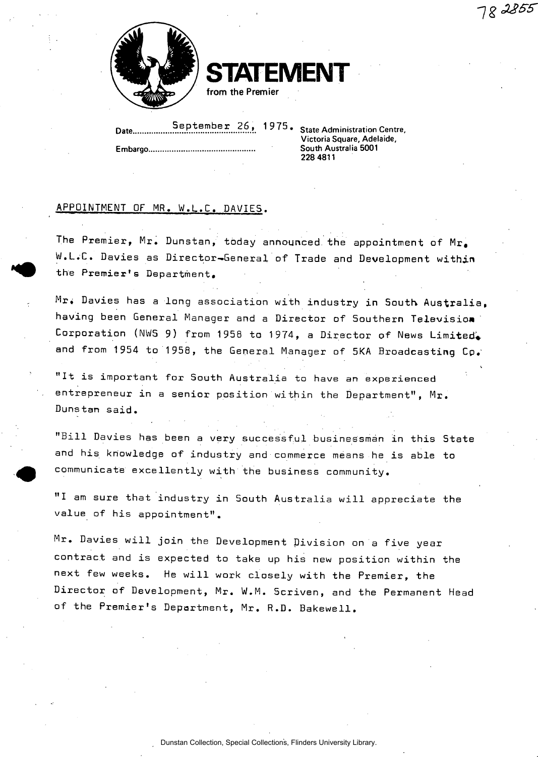78 2855

# STATEMENT

from the Premier

Date September 26, 1975.

Embargo

State Administration Centre,
Victoria Square, Adelaide,
South Australia 5001
228 4811

APPOINTMENT OF MR. W.L.C. DAVIES.

The Premier, Mr. Dunstan, today announced the appointment of Mr. W.L.C. Davies as Director-General of Trade and Development within the Premier's Department.

Mr. Davies has a long association with industry in South Australia, having been General Manager and a Director of Southern Television Corporation (NWS 9) from 1958 to 1974, a Director of News Limited, and from 1954 to 1958, the General Manager of 5KA Broadcasting Co.

"It is important for South Australia to have an experienced entrepreneur in a senior position within the Department", Mr. Dunstan said.

"Bill Davies has been a very successful businessman in this State and his knowledge of industry and commerce means he is able to communicate excellently with the business community.

"I am sure that industry in South Australia will appreciate the value of his appointment".

Mr. Davies will join the Development Division on a five year contract and is expected to take up his new position within the next few weeks. He will work closely with the Premier, the Director of Development, Mr. W.M. Scriven, and the Permanent Head of the Premier's Department, Mr. R.D. Bakewell.

Dunstan Collection, Special Collections, Flinders University Library.